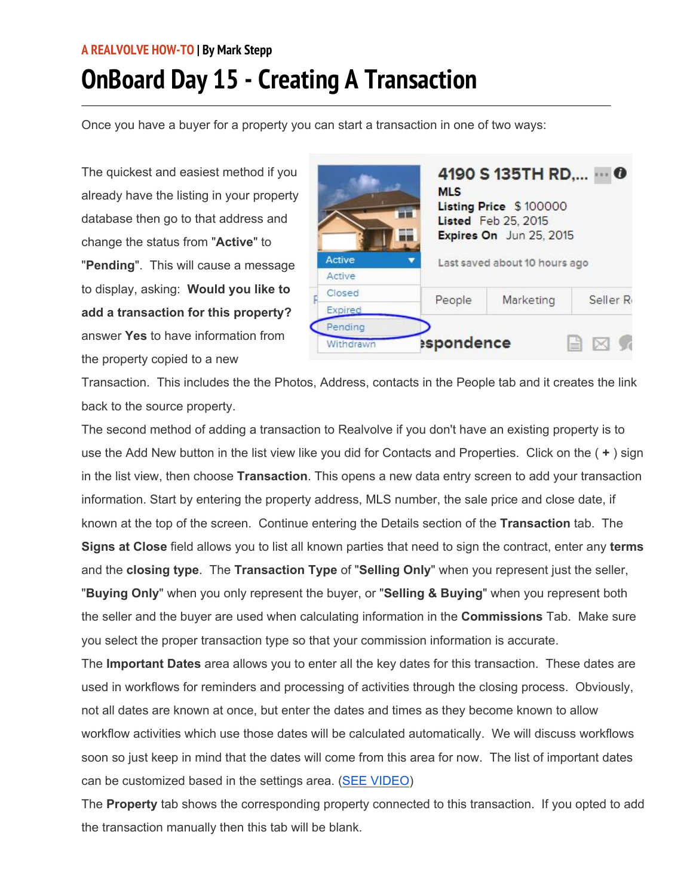**A REALVOLVE HOW-TO** | **By Mark Stepp**

# OnBoard Day 15 - Creating A Transaction

Once you have a buyer for a property you can start a transaction in one of two ways:

The quickest and easiest method if you already have the listing in your property database then go to that address and change the status from "**Active**" to "**Pending**". This will cause a message to display, asking: **Would you like to add a transaction for this property?** answer **Yes** to have information from the property copied to a new Transaction. This includes the the Photos, Address, contacts in the People tab and it creates the link back to the source property.

The second method of adding a transaction to Realvolve if you don't have an existing property is to use the Add New button in the list view like you did for Contacts and Properties. Click on the ( **+** ) sign in the list view, then choose **Transaction**. This opens a new data entry screen to add your transaction information. Start by entering the property address, MLS number, the sale price and close date, if known at the top of the screen. Continue entering the Details section of the **Transaction** tab. The **Signs at Close** field allows you to list all known parties that need to sign the contract, enter any **terms** and the **closing type**. The **Transaction Type** of "**Selling Only**" when you represent just the seller, "**Buying Only**" when you only represent the buyer, or "**Selling & Buying**" when you represent both the seller and the buyer are used when calculating information in the **Commissions** Tab. Make sure you select the proper transaction type so that your commission information is accurate.

The **Important Dates** area allows you to enter all the key dates for this transaction. These dates are used in workflows for reminders and processing of activities through the closing process. Obviously, not all dates are known at once, but enter the dates and times as they become known to allow workflow activities which use those dates will be calculated automatically. We will discuss workflows soon so just keep in mind that the dates will come from this area for now. The list of important dates can be customized based in the settings area. (SEE VIDEO)

The **Property** tab shows the corresponding property connected to this transaction. If you opted to add the transaction manually then this tab will be blank.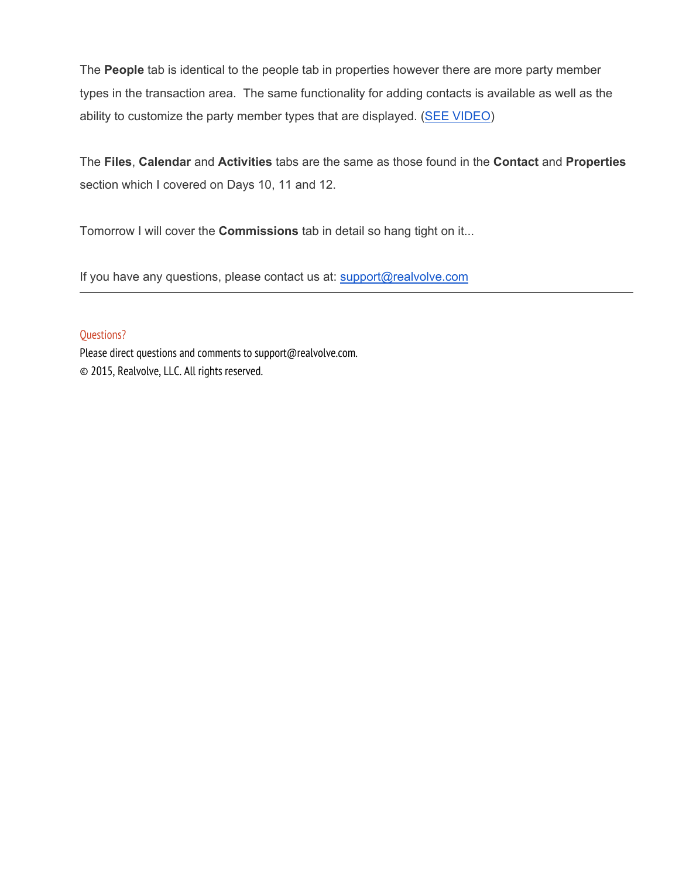The **People** tab is identical to the people tab in properties however there are more party member types in the transaction area. The same functionality for adding contacts is available as well as the ability to customize the party member types that are displayed. (SEE VIDEO)

The **Files**, **Calendar** and **Activities** tabs are the same as those found in the **Contact** and **Properties** section which I covered on Days 10, 11 and 12.

Tomorrow I will cover the **Commissions** tab in detail so hang tight on it...

If you have any questions, please contact us at: support@realvolve.com

---

Questions?

Please direct questions and comments to support@realvolve.com.

© 2015, Realvolve, LLC. All rights reserved.